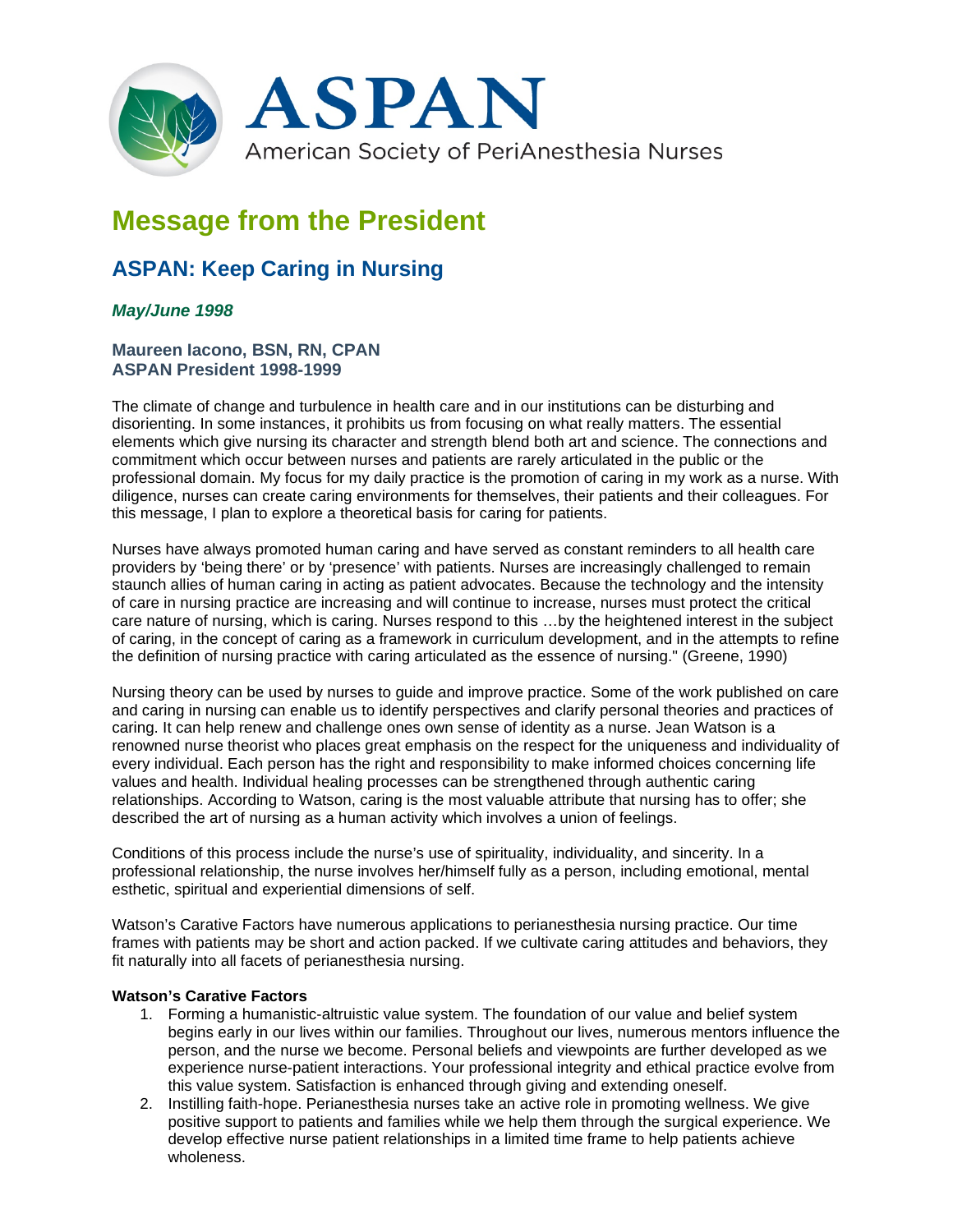ASPAN

American Society of PeriAnesthesia Nurses

# Message from the President

## ASPAN: Keep Caring in Nursing

### *May/June 1998*

**Maureen Iacono, BSN, RN, CPAN**
**ASPAN President 1998-1999**

The climate of change and turbulence in health care and in our institutions can be disturbing and disorienting. In some instances, it prohibits us from focusing on what really matters. The essential elements which give nursing its character and strength blend both art and science. The connections and commitment which occur between nurses and patients are rarely articulated in the public or the professional domain. My focus for my daily practice is the promotion of caring in my work as a nurse. With diligence, nurses can create caring environments for themselves, their patients and their colleagues. For this message, I plan to explore a theoretical basis for caring for patients.

Nurses have always promoted human caring and have served as constant reminders to all health care providers by 'being there' or by 'presence' with patients. Nurses are increasingly challenged to remain staunch allies of human caring in acting as patient advocates. Because the technology and the intensity of care in nursing practice are increasing and will continue to increase, nurses must protect the critical care nature of nursing, which is caring. Nurses respond to this …by the heightened interest in the subject of caring, in the concept of caring as a framework in curriculum development, and in the attempts to refine the definition of nursing practice with caring articulated as the essence of nursing." (Greene, 1990)

Nursing theory can be used by nurses to guide and improve practice. Some of the work published on care and caring in nursing can enable us to identify perspectives and clarify personal theories and practices of caring. It can help renew and challenge ones own sense of identity as a nurse. Jean Watson is a renowned nurse theorist who places great emphasis on the respect for the uniqueness and individuality of every individual. Each person has the right and responsibility to make informed choices concerning life values and health. Individual healing processes can be strengthened through authentic caring relationships. According to Watson, caring is the most valuable attribute that nursing has to offer; she described the art of nursing as a human activity which involves a union of feelings.

Conditions of this process include the nurse's use of spirituality, individuality, and sincerity. In a professional relationship, the nurse involves her/himself fully as a person, including emotional, mental esthetic, spiritual and experiential dimensions of self.

Watson's Carative Factors have numerous applications to perianesthesia nursing practice. Our time frames with patients may be short and action packed. If we cultivate caring attitudes and behaviors, they fit naturally into all facets of perianesthesia nursing.

**Watson's Carative Factors**

1. Forming a humanistic-altruistic value system. The foundation of our value and belief system begins early in our lives within our families. Throughout our lives, numerous mentors influence the person, and the nurse we become. Personal beliefs and viewpoints are further developed as we experience nurse-patient interactions. Your professional integrity and ethical practice evolve from this value system. Satisfaction is enhanced through giving and extending oneself.
2. Instilling faith-hope. Perianesthesia nurses take an active role in promoting wellness. We give positive support to patients and families while we help them through the surgical experience. We develop effective nurse patient relationships in a limited time frame to help patients achieve wholeness.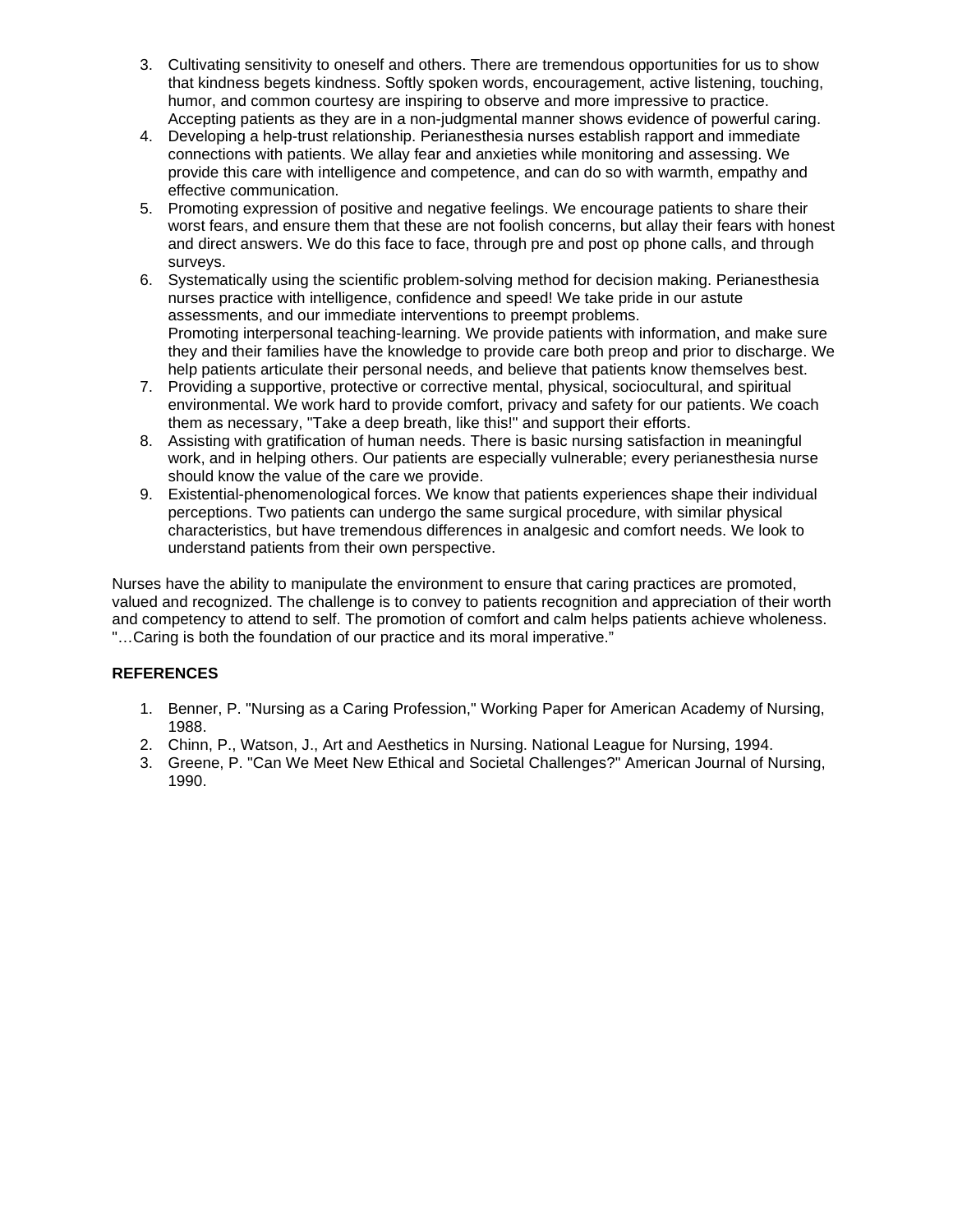3. Cultivating sensitivity to oneself and others. There are tremendous opportunities for us to show that kindness begets kindness. Softly spoken words, encouragement, active listening, touching, humor, and common courtesy are inspiring to observe and more impressive to practice. Accepting patients as they are in a non-judgmental manner shows evidence of powerful caring.
4. Developing a help-trust relationship. Perianesthesia nurses establish rapport and immediate connections with patients. We allay fear and anxieties while monitoring and assessing. We provide this care with intelligence and competence, and can do so with warmth, empathy and effective communication.
5. Promoting expression of positive and negative feelings. We encourage patients to share their worst fears, and ensure them that these are not foolish concerns, but allay their fears with honest and direct answers. We do this face to face, through pre and post op phone calls, and through surveys.
6. Systematically using the scientific problem-solving method for decision making. Perianesthesia nurses practice with intelligence, confidence and speed! We take pride in our astute assessments, and our immediate interventions to preempt problems.
   Promoting interpersonal teaching-learning. We provide patients with information, and make sure they and their families have the knowledge to provide care both preop and prior to discharge. We help patients articulate their personal needs, and believe that patients know themselves best.
7. Providing a supportive, protective or corrective mental, physical, sociocultural, and spiritual environmental. We work hard to provide comfort, privacy and safety for our patients. We coach them as necessary, "Take a deep breath, like this!" and support their efforts.
8. Assisting with gratification of human needs. There is basic nursing satisfaction in meaningful work, and in helping others. Our patients are especially vulnerable; every perianesthesia nurse should know the value of the care we provide.
9. Existential-phenomenological forces. We know that patients experiences shape their individual perceptions. Two patients can undergo the same surgical procedure, with similar physical characteristics, but have tremendous differences in analgesic and comfort needs. We look to understand patients from their own perspective.

Nurses have the ability to manipulate the environment to ensure that caring practices are promoted, valued and recognized. The challenge is to convey to patients recognition and appreciation of their worth and competency to attend to self. The promotion of comfort and calm helps patients achieve wholeness. "…Caring is both the foundation of our practice and its moral imperative."

**REFERENCES**

1. Benner, P. "Nursing as a Caring Profession," Working Paper for American Academy of Nursing, 1988.
2. Chinn, P., Watson, J., Art and Aesthetics in Nursing. National League for Nursing, 1994.
3. Greene, P. "Can We Meet New Ethical and Societal Challenges?" American Journal of Nursing, 1990.